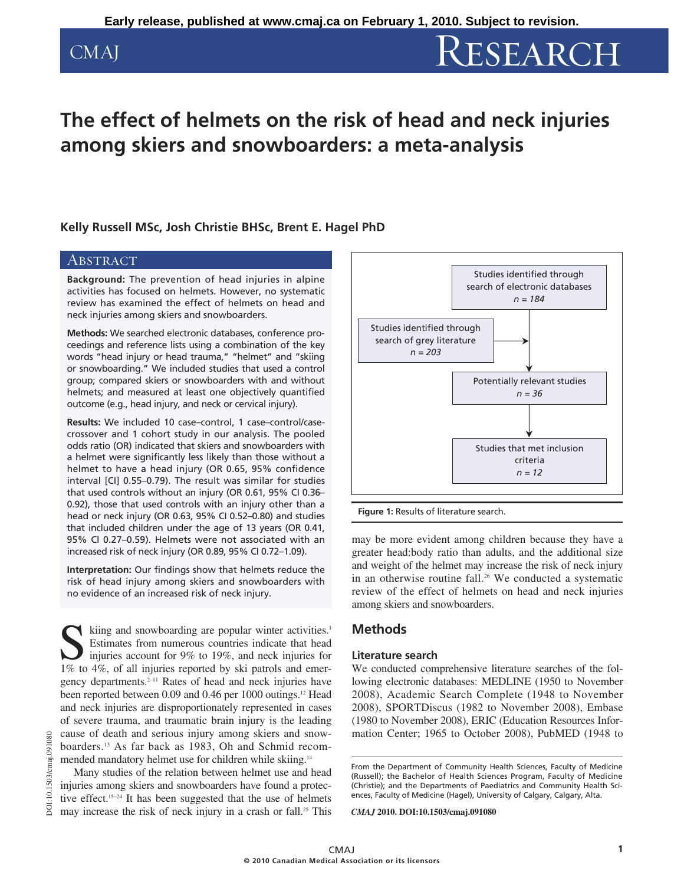Early release, published at www.cmaj.ca on February 1, 2010. Subject to revision.

CMAJ RESEARCH

# The effect of helmets on the risk of head and neck injuries among skiers and snowboarders: a meta-analysis

**Kelly Russell MSc, Josh Christie BHSc, Brent E. Hagel PhD**

## Abstract

**Background:** The prevention of head injuries in alpine activities has focused on helmets. However, no systematic review has examined the effect of helmets on head and neck injuries among skiers and snowboarders.

**Methods:** We searched electronic databases, conference proceedings and reference lists using a combination of the key words "head injury or head trauma," "helmet" and "skiing or snowboarding." We included studies that used a control group; compared skiers or snowboarders with and without helmets; and measured at least one objectively quantified outcome (e.g., head injury, and neck or cervical injury).

**Results:** We included 10 case–control, 1 case–control/case-crossover and 1 cohort study in our analysis. The pooled odds ratio (OR) indicated that skiers and snowboarders with a helmet were significantly less likely than those without a helmet to have a head injury (OR 0.65, 95% confidence interval [CI] 0.55–0.79). The result was similar for studies that used controls without an injury (OR 0.61, 95% CI 0.36–0.92), those that used controls with an injury other than a head or neck injury (OR 0.63, 95% CI 0.52–0.80) and studies that included children under the age of 13 years (OR 0.41, 95% CI 0.27–0.59). Helmets were not associated with an increased risk of neck injury (OR 0.89, 95% CI 0.72–1.09).

**Interpretation:** Our findings show that helmets reduce the risk of head injury among skiers and snowboarders with no evidence of an increased risk of neck injury.

Skiing and snowboarding are popular winter activities.[1] Estimates from numerous countries indicate that head injuries account for 9% to 19%, and neck injuries for 1% to 4%, of all injuries reported by ski patrols and emergency departments.[2–11] Rates of head and neck injuries have been reported between 0.09 and 0.46 per 1000 outings.[12] Head and neck injuries are disproportionately represented in cases of severe trauma, and traumatic brain injury is the leading cause of death and serious injury among skiers and snowboarders.[13] As far back as 1983, Oh and Schmid recommended mandatory helmet use for children while skiing.[14]

Many studies of the relation between helmet use and head injuries among skiers and snowboarders have found a protective effect.[15–24] It has been suggested that the use of helmets may increase the risk of neck injury in a crash or fall.[25] This may be more evident among children because they have a greater head:body ratio than adults, and the additional size and weight of the helmet may increase the risk of neck injury in an otherwise routine fall.[26] We conducted a systematic review of the effect of helmets on head and neck injuries among skiers and snowboarders.

Studies identified through search of electronic databases
*n = 184*

Studies identified through search of grey literature
*n = 203*

Potentially relevant studies
*n = 36*

Studies that met inclusion criteria
*n = 12*

**Figure 1:** Results of literature search.

## Methods

### Literature search

We conducted comprehensive literature searches of the following electronic databases: MEDLINE (1950 to November 2008), Academic Search Complete (1948 to November 2008), SPORTDiscus (1982 to November 2008), Embase (1980 to November 2008), ERIC (Education Resources Information Center; 1965 to October 2008), PubMED (1948 to

From the Department of Community Health Sciences, Faculty of Medicine (Russell); the Bachelor of Health Sciences Program, Faculty of Medicine (Christie); and the Departments of Paediatrics and Community Health Sciences, Faculty of Medicine (Hagel), University of Calgary, Calgary, Alta.

*CMAJ* 2010. DOI:10.1503/cmaj.091080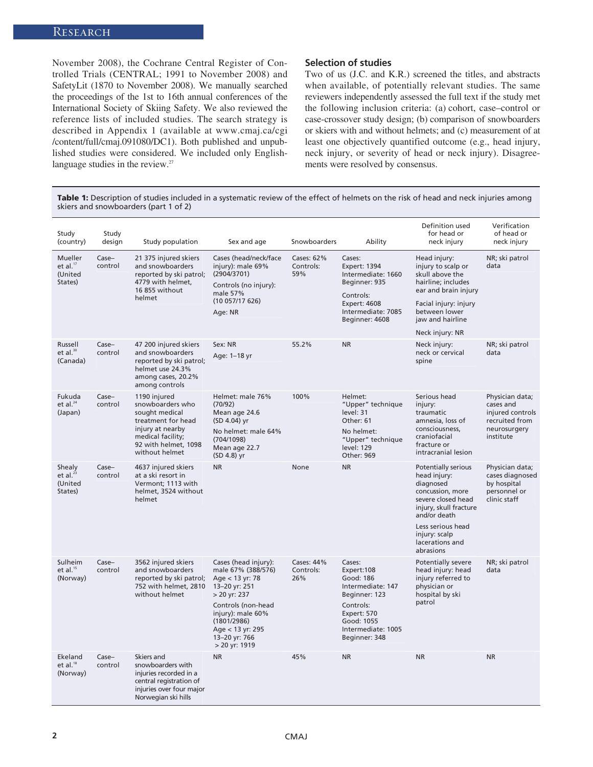November 2008), the Cochrane Central Register of Controlled Trials (CENTRAL; 1991 to November 2008) and SafetyLit (1870 to November 2008). We manually searched the proceedings of the 1st to 16th annual conferences of the International Society of Skiing Safety. We also reviewed the reference lists of included studies. The search strategy is described in Appendix 1 (available at www.cmaj.ca/cgi/content/full/cmaj.091080/DC1). Both published and unpublished studies were considered. We included only English-language studies in the review.[27]

### Selection of studies

Two of us (J.C. and K.R.) screened the titles, and abstracts when available, of potentially relevant studies. The same reviewers independently assessed the full text if the study met the following inclusion criteria: (a) cohort, case–control or case-crossover study design; (b) comparison of snowboarders or skiers with and without helmets; and (c) measurement of at least one objectively quantified outcome (e.g., head injury, neck injury, or severity of head or neck injury). Disagreements were resolved by consensus.

**Table 1:** Description of studies included in a systematic review of the effect of helmets on the risk of head and neck injuries among skiers and snowboarders (part 1 of 2)

| Study (country) | Study design | Study population | Sex and age | Snowboarders | Ability | Definition used for head or neck injury | Verification of head or neck injury |
|---|---|---|---|---|---|---|---|
| Mueller et al.[17] (United States) | Case–control | 21 375 injured skiers and snowboarders reported by ski patrol; 4779 with helmet, 16 855 without helmet | Cases (head/neck/face injury): male 69% (2904/3701)<br>Controls (no injury): male 57% (10 057/17 626)<br>Age: NR | Cases: 62%<br>Controls: 59% | Cases:<br>Expert: 1394<br>Intermediate: 1660<br>Beginner: 935<br>Controls:<br>Expert: 4608<br>Intermediate: 7085<br>Beginner: 4608 | Head injury: injury to scalp or skull above the hairline; includes ear and brain injury<br>Facial injury: injury between lower jaw and hairline<br>Neck injury: NR | NR; ski patrol data |
| Russell et al.[30] (Canada) | Case–control | 47 200 injured skiers and snowboarders reported by ski patrol; helmet use 24.3% among cases, 20.2% among controls | Sex: NR<br>Age: 1–18 yr | 55.2% | NR | Neck injury: neck or cervical spine | NR; ski patrol data |
| Fukuda et al.[24] (Japan) | Case–control | 1190 injured snowboarders who sought medical treatment for head injury at nearby medical facility; 92 with helmet, 1098 without helmet | Helmet: male 76% (70/92)<br>Mean age 24.6 (SD 4.04) yr<br>No helmet: male 64% (704/1098)<br>Mean age 22.7 (SD 4.8) yr | 100% | Helmet:<br>"Upper" technique level: 31<br>Other: 61<br>No helmet:<br>"Upper" technique level: 129<br>Other: 969 | Serious head injury: traumatic amnesia, loss of consciousness, craniofacial fracture or intracranial lesion | Physician data; cases and injured controls recruited from neurosurgery institute |
| Shealy et al.[23] (United States) | Case–control | 4637 injured skiers at a ski resort in Vermont; 1113 with helmet, 3524 without helmet | NR | None | NR | Potentially serious head injury: diagnosed concussion, more severe closed head injury, skull fracture and/or death<br>Less serious head injury: scalp lacerations and abrasions | Physician data; cases diagnosed by hospital personnel or clinic staff |
| Sulheim et al.[15] (Norway) | Case–control | 3562 injured skiers and snowboarders reported by ski patrol; 752 with helmet, 2810 without helmet | Cases (head injury): male 67% (388/576)<br>Age < 13 yr: 78<br>13–20 yr: 251<br>> 20 yr: 237<br>Controls (non-head injury): male 60% (1801/2986)<br>Age < 13 yr: 295<br>13–20 yr: 766<br>> 20 yr: 1919 | Cases: 44%<br>Controls: 26% | Cases:<br>Expert:108<br>Good: 186<br>Intermediate: 147<br>Beginner: 123<br>Controls:<br>Expert: 570<br>Good: 1055<br>Intermediate: 1005<br>Beginner: 348 | Potentially severe head injury: head injury referred to physician or hospital by ski patrol | NR; ski patrol data |
| Ekeland et al.[18] (Norway) | Case–control | Skiers and snowboarders with injuries recorded in a central registration of injuries over four major Norwegian ski hills | NR | 45% | NR | NR | NR |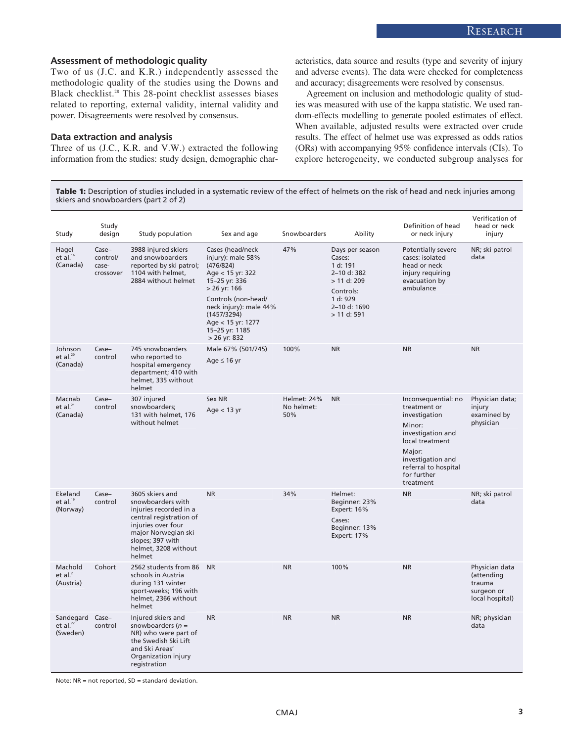### Assessment of methodologic quality

Two of us (J.C. and K.R.) independently assessed the methodologic quality of the studies using the Downs and Black checklist.[28] This 28-point checklist assesses biases related to reporting, external validity, internal validity and power. Disagreements were resolved by consensus.

### Data extraction and analysis

Three of us (J.C., K.R. and V.W.) extracted the following information from the studies: study design, demographic characteristics, data source and results (type and severity of injury and adverse events). The data were checked for completeness and accuracy; disagreements were resolved by consensus.

Agreement on inclusion and methodologic quality of studies was measured with use of the kappa statistic. We used random-effects modelling to generate pooled estimates of effect. When available, adjusted results were extracted over crude results. The effect of helmet use was expressed as odds ratios (ORs) with accompanying 95% confidence intervals (CIs). To explore heterogeneity, we conducted subgroup analyses for

**Table 1:** Description of studies included in a systematic review of the effect of helmets on the risk of head and neck injuries among skiers and snowboarders (part 2 of 2)

| Study | Study design | Study population | Sex and age | Snowboarders | Ability | Definition of head or neck injury | Verification of head or neck injury |
|---|---|---|---|---|---|---|---|
| Hagel et al.[16] (Canada) | Case–control/ case-crossover | 3988 injured skiers and snowboarders reported by ski patrol; 1104 with helmet, 2884 without helmet | Cases (head/neck injury): male 58% (476/824) Age < 15 yr: 322 15–25 yr: 336 > 26 yr: 166 Controls (non-head/ neck injury): male 44% (1457/3294) Age < 15 yr: 1277 15–25 yr: 1185 > 26 yr: 832 | 47% | Days per season Cases: 1 d: 191 2–10 d: 382 > 11 d: 209 Controls: 1 d: 929 2–10 d: 1690 > 11 d: 591 | Potentially severe cases: isolated head or neck injury requiring evacuation by ambulance | NR; ski patrol data |
| Johnson et al.[20] (Canada) | Case–control | 745 snowboarders who reported to hospital emergency department; 410 with helmet, 335 without helmet | Male 67% (501/745) Age ≤ 16 yr | 100% | NR | NR | NR |
| Macnab et al.[21] (Canada) | Case–control | 307 injured snowboarders; 131 with helmet, 176 without helmet | Sex NR Age < 13 yr | Helmet: 24% No helmet: 50% | NR | Inconsequential: no treatment or investigation Minor: investigation and local treatment Major: investigation and referral to hospital for further treatment | Physician data; injury examined by physician |
| Ekeland et al.[19] (Norway) | Case–control | 3605 skiers and snowboarders with injuries recorded in a central registration of injuries over four major Norwegian ski slopes; 397 with helmet, 3208 without helmet | NR | 34% | Helmet: Beginner: 23% Expert: 16% Cases: Beginner: 13% Expert: 17% | NR | NR; ski patrol data |
| Machold et al.[2] (Austria) | Cohort | 2562 students from 86 schools in Austria during 131 winter sport-weeks; 196 with helmet, 2366 without helmet | NR | NR | 100% | NR | Physician data (attending trauma surgeon or local hospital) |
| Sandegard et al.[22] (Sweden) | Case–control | Injured skiers and snowboarders (*n* = NR) who were part of the Swedish Ski Lift and Ski Areas' Organization injury registration | NR | NR | NR | NR | NR; physician data |

Note: NR = not reported, SD = standard deviation.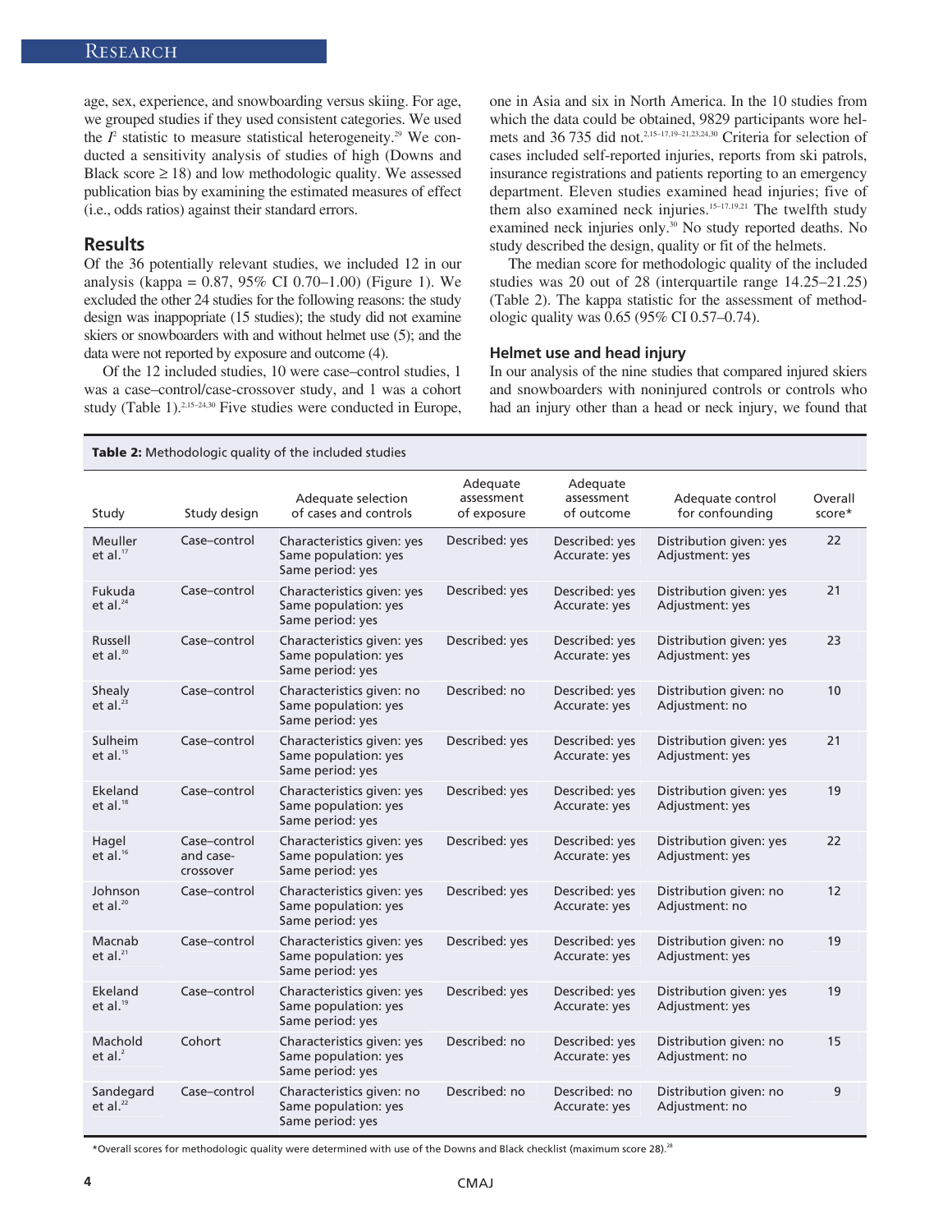age, sex, experience, and snowboarding versus skiing. For age, we grouped studies if they used consistent categories. We used the $I^2$ statistic to measure statistical heterogeneity.[29] We conducted a sensitivity analysis of studies of high (Downs and Black score ≥ 18) and low methodologic quality. We assessed publication bias by examining the estimated measures of effect (i.e., odds ratios) against their standard errors.

## Results

Of the 36 potentially relevant studies, we included 12 in our analysis (kappa = 0.87, 95% CI 0.70–1.00) (Figure 1). We excluded the other 24 studies for the following reasons: the study design was inappropriate (15 studies); the study did not examine skiers or snowboarders with and without helmet use (5); and the data were not reported by exposure and outcome (4).

Of the 12 included studies, 10 were case–control studies, 1 was a case–control/case-crossover study, and 1 was a cohort study (Table 1).[2,15–24,30] Five studies were conducted in Europe, one in Asia and six in North America. In the 10 studies from which the data could be obtained, 9829 participants wore helmets and 36 735 did not.[2,15–17,19–21,23,24,30] Criteria for selection of cases included self-reported injuries, reports from ski patrols, insurance registrations and patients reporting to an emergency department. Eleven studies examined head injuries; five of them also examined neck injuries.[15–17,19,21] The twelfth study examined neck injuries only.[30] No study reported deaths. No study described the design, quality or fit of the helmets.

The median score for methodologic quality of the included studies was 20 out of 28 (interquartile range 14.25–21.25) (Table 2). The kappa statistic for the assessment of methodologic quality was 0.65 (95% CI 0.57–0.74).

### Helmet use and head injury

In our analysis of the nine studies that compared injured skiers and snowboarders with noninjured controls or controls who had an injury other than a head or neck injury, we found that

**Table 2:** Methodologic quality of the included studies

| Study | Study design | Adequate selection of cases and controls | Adequate assessment of exposure | Adequate assessment of outcome | Adequate control for confounding | Overall score* |
|---|---|---|---|---|---|---|
| Meuller et al.[17] | Case–control | Characteristics given: yes Same population: yes Same period: yes | Described: yes | Described: yes Accurate: yes | Distribution given: yes Adjustment: yes | 22 |
| Fukuda et al.[24] | Case–control | Characteristics given: yes Same population: yes Same period: yes | Described: yes | Described: yes Accurate: yes | Distribution given: yes Adjustment: yes | 21 |
| Russell et al.[30] | Case–control | Characteristics given: yes Same population: yes Same period: yes | Described: yes | Described: yes Accurate: yes | Distribution given: yes Adjustment: yes | 23 |
| Shealy et al.[23] | Case–control | Characteristics given: no Same population: yes Same period: yes | Described: no | Described: yes Accurate: yes | Distribution given: no Adjustment: no | 10 |
| Sulheim et al.[15] | Case–control | Characteristics given: yes Same population: yes Same period: yes | Described: yes | Described: yes Accurate: yes | Distribution given: yes Adjustment: yes | 21 |
| Ekeland et al.[18] | Case–control | Characteristics given: yes Same population: yes Same period: yes | Described: yes | Described: yes Accurate: yes | Distribution given: yes Adjustment: yes | 19 |
| Hagel et al.[16] | Case–control and case-crossover | Characteristics given: yes Same population: yes Same period: yes | Described: yes | Described: yes Accurate: yes | Distribution given: yes Adjustment: yes | 22 |
| Johnson et al.[20] | Case–control | Characteristics given: yes Same population: yes Same period: yes | Described: yes | Described: yes Accurate: yes | Distribution given: no Adjustment: no | 12 |
| Macnab et al.[21] | Case–control | Characteristics given: yes Same population: yes Same period: yes | Described: yes | Described: yes Accurate: yes | Distribution given: no Adjustment: yes | 19 |
| Ekeland et al.[19] | Case–control | Characteristics given: yes Same population: yes Same period: yes | Described: yes | Described: yes Accurate: yes | Distribution given: yes Adjustment: yes | 19 |
| Machold et al.[2] | Cohort | Characteristics given: yes Same population: yes Same period: yes | Described: no | Described: yes Accurate: yes | Distribution given: no Adjustment: no | 15 |
| Sandegard et al.[22] | Case–control | Characteristics given: no Same population: yes Same period: yes | Described: no | Described: no Accurate: yes | Distribution given: no Adjustment: no | 9 |

*Overall scores for methodologic quality were determined with use of the Downs and Black checklist (maximum score 28).[28]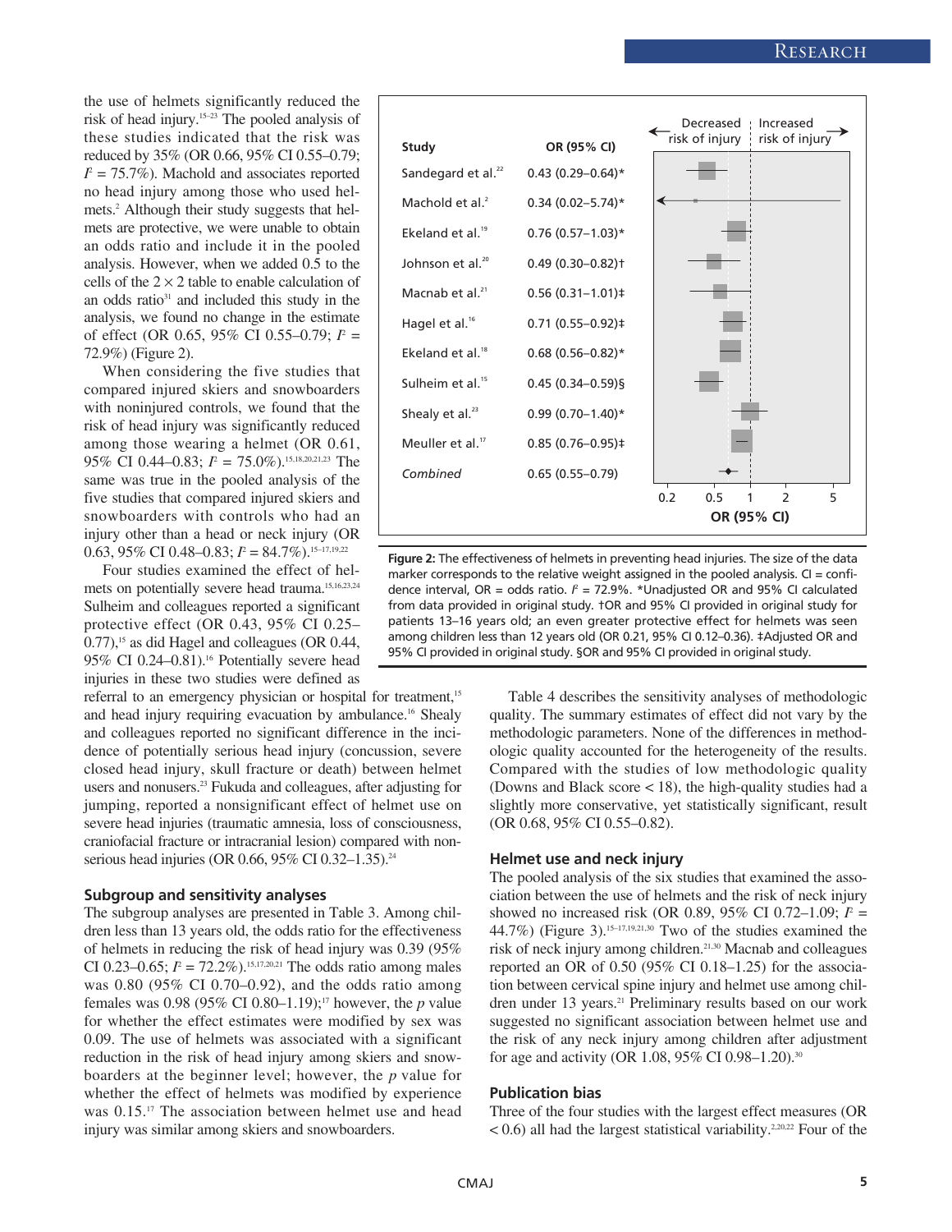the use of helmets significantly reduced the risk of head injury.[15–23] The pooled analysis of these studies indicated that the risk was reduced by 35% (OR 0.66, 95% CI 0.55–0.79; $I^2$ = 75.7%). Machold and associates reported no head injury among those who used helmets.[2] Although their study suggests that helmets are protective, we were unable to obtain an odds ratio and include it in the pooled analysis. However, when we added 0.5 to the cells of the 2 × 2 table to enable calculation of an odds ratio[31] and included this study in the analysis, we found no change in the estimate of effect (OR 0.65, 95% CI 0.55–0.79; $I^2$ = 72.9%) (Figure 2).

When considering the five studies that compared injured skiers and snowboarders with noninjured controls, we found that the risk of head injury was significantly reduced among those wearing a helmet (OR 0.61, 95% CI 0.44–0.83; $I^2$ = 75.0%).[15,18,20,21,23] The same was true in the pooled analysis of the five studies that compared injured skiers and snowboarders with controls who had an injury other than a head or neck injury (OR 0.63, 95% CI 0.48–0.83; $I^2$ = 84.7%).[15–17,19,22]

Four studies examined the effect of helmets on potentially severe head trauma.[15,16,23,24] Sulheim and colleagues reported a significant protective effect (OR 0.43, 95% CI 0.25–0.77),[15] as did Hagel and colleagues (OR 0.44, 95% CI 0.24–0.81).[16] Potentially severe head injuries in these two studies were defined as referral to an emergency physician or hospital for treatment,[15] and head injury requiring evacuation by ambulance.[16] Shealy and colleagues reported no significant difference in the incidence of potentially serious head injury (concussion, severe closed head injury, skull fracture or death) between helmet users and nonusers.[23] Fukuda and colleagues, after adjusting for jumping, reported a nonsignificant effect of helmet use on severe head injuries (traumatic amnesia, loss of consciousness, craniofacial fracture or intracranial lesion) compared with nonserious head injuries (OR 0.66, 95% CI 0.32–1.35).[24]

Study | OR (95% CI)
Sandegard et al.[22] 0.43 (0.29–0.64)*
Machold et al.[2] 0.34 (0.02–5.74)*
Ekeland et al.[19] 0.76 (0.57–1.03)*
Johnson et al.[20] 0.49 (0.30–0.82)†
Macnab et al.[21] 0.56 (0.31–1.01)‡
Hagel et al.[16] 0.71 (0.55–0.92)‡
Ekeland et al.[18] 0.68 (0.56–0.82)*
Sulheim et al.[15] 0.45 (0.34–0.59)§
Shealy et al.[23] 0.99 (0.70–1.40)*
Meuller et al.[17] 0.85 (0.76–0.95)‡
*Combined* 0.65 (0.55–0.79)

Decreased risk of injury
Increased risk of injury
0.2 0.5 1 2 5
OR (95% CI)

**Figure 2:** The effectiveness of helmets in preventing head injuries. The size of the data marker corresponds to the relative weight assigned in the pooled analysis. CI = confidence interval, OR = odds ratio. $I^2$ = 72.9%. *Unadjusted OR and 95% CI calculated from data provided in original study. †OR and 95% CI provided in original study for patients 13–16 years old; an even greater protective effect for helmets was seen among children less than 12 years old (OR 0.21, 95% CI 0.12–0.36). ‡Adjusted OR and 95% CI provided in original study. §OR and 95% CI provided in original study.

### Subgroup and sensitivity analyses

The subgroup analyses are presented in Table 3. Among children less than 13 years old, the odds ratio for the effectiveness of helmets in reducing the risk of head injury was 0.39 (95% CI 0.23–0.65; $I^2$ = 72.2%).[15,17,20,21] The odds ratio among males was 0.80 (95% CI 0.70–0.92), and the odds ratio among females was 0.98 (95% CI 0.80–1.19);[17] however, the $p$ value for whether the effect estimates were modified by sex was 0.09. The use of helmets was associated with a significant reduction in the risk of head injury among skiers and snowboarders at the beginner level; however, the $p$ value for whether the effect of helmets was modified by experience was 0.15.[17] The association between helmet use and head injury was similar among skiers and snowboarders.

Table 4 describes the sensitivity analyses of methodologic quality. The summary estimates of effect did not vary by the methodologic parameters. None of the differences in methodologic quality accounted for the heterogeneity of the results. Compared with the studies of low methodologic quality (Downs and Black score < 18), the high-quality studies had a slightly more conservative, yet statistically significant, result (OR 0.68, 95% CI 0.55–0.82).

### Helmet use and neck injury

The pooled analysis of the six studies that examined the association between the use of helmets and the risk of neck injury showed no increased risk (OR 0.89, 95% CI 0.72–1.09; $I^2$ = 44.7%) (Figure 3).[15–17,19,21,30] Two of the studies examined the risk of neck injury among children.[21,30] Macnab and colleagues reported an OR of 0.50 (95% CI 0.18–1.25) for the association between cervical spine injury and helmet use among children under 13 years.[21] Preliminary results based on our work suggested no significant association between helmet use and the risk of any neck injury among children after adjustment for age and activity (OR 1.08, 95% CI 0.98–1.20).[30]

### Publication bias

Three of the four studies with the largest effect measures (OR < 0.6) all had the largest statistical variability.[2,20,22] Four of the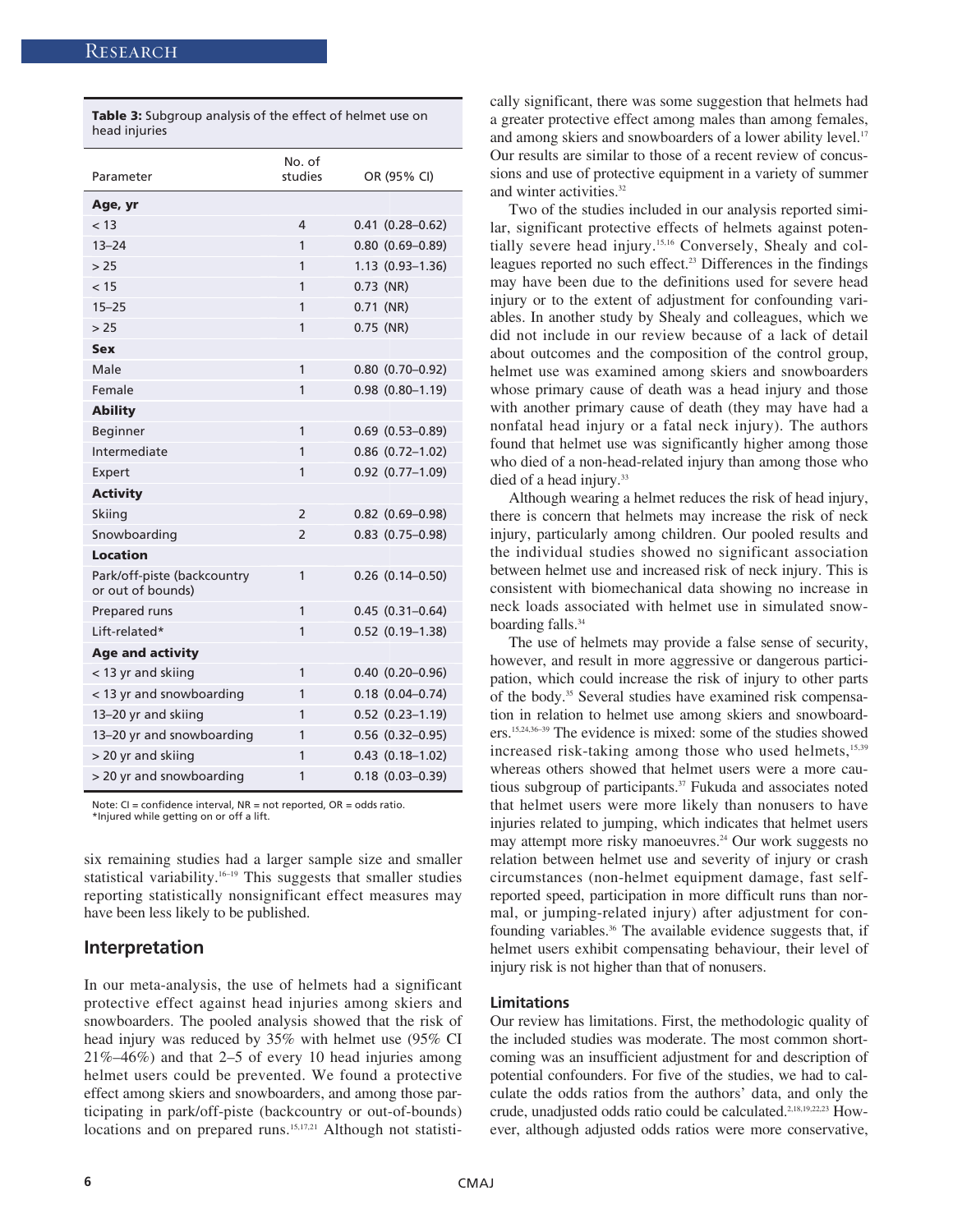**Table 3:** Subgroup analysis of the effect of helmet use on head injuries

| Parameter | No. of studies | OR (95% CI) |
|---|---|---|
| **Age, yr** | | |
| < 13 | 4 | 0.41 (0.28–0.62) |
| 13–24 | 1 | 0.80 (0.69–0.89) |
| > 25 | 1 | 1.13 (0.93–1.36) |
| < 15 | 1 | 0.73 (NR) |
| 15–25 | 1 | 0.71 (NR) |
| > 25 | 1 | 0.75 (NR) |
| **Sex** | | |
| Male | 1 | 0.80 (0.70–0.92) |
| Female | 1 | 0.98 (0.80–1.19) |
| **Ability** | | |
| Beginner | 1 | 0.69 (0.53–0.89) |
| Intermediate | 1 | 0.86 (0.72–1.02) |
| Expert | 1 | 0.92 (0.77–1.09) |
| **Activity** | | |
| Skiing | 2 | 0.82 (0.69–0.98) |
| Snowboarding | 2 | 0.83 (0.75–0.98) |
| **Location** | | |
| Park/off-piste (backcountry or out of bounds) | 1 | 0.26 (0.14–0.50) |
| Prepared runs | 1 | 0.45 (0.31–0.64) |
| Lift-related* | 1 | 0.52 (0.19–1.38) |
| **Age and activity** | | |
| < 13 yr and skiing | 1 | 0.40 (0.20–0.96) |
| < 13 yr and snowboarding | 1 | 0.18 (0.04–0.74) |
| 13–20 yr and skiing | 1 | 0.52 (0.23–1.19) |
| 13–20 yr and snowboarding | 1 | 0.56 (0.32–0.95) |
| > 20 yr and skiing | 1 | 0.43 (0.18–1.02) |
| > 20 yr and snowboarding | 1 | 0.18 (0.03–0.39) |

Note: CI = confidence interval, NR = not reported, OR = odds ratio.
*Injured while getting on or off a lift.

six remaining studies had a larger sample size and smaller statistical variability.[16–19] This suggests that smaller studies reporting statistically nonsignificant effect measures may have been less likely to be published.

## Interpretation

In our meta-analysis, the use of helmets had a significant protective effect against head injuries among skiers and snowboarders. The pooled analysis showed that the risk of head injury was reduced by 35% with helmet use (95% CI 21%–46%) and that 2–5 of every 10 head injuries among helmet users could be prevented. We found a protective effect among skiers and snowboarders, and among those participating in park/off-piste (backcountry or out-of-bounds) locations and on prepared runs.[15,17,21] Although not statistically significant, there was some suggestion that helmets had a greater protective effect among males than among females, and among skiers and snowboarders of a lower ability level.[17] Our results are similar to those of a recent review of concussions and use of protective equipment in a variety of summer and winter activities.[32]

Two of the studies included in our analysis reported similar, significant protective effects of helmets against potentially severe head injury.[15,16] Conversely, Shealy and colleagues reported no such effect.[23] Differences in the findings may have been due to the definitions used for severe head injury or to the extent of adjustment for confounding variables. In another study by Shealy and colleagues, which we did not include in our review because of a lack of detail about outcomes and the composition of the control group, helmet use was examined among skiers and snowboarders whose primary cause of death was a head injury and those with another primary cause of death (they may have had a nonfatal head injury or a fatal neck injury). The authors found that helmet use was significantly higher among those who died of a non-head-related injury than among those who died of a head injury.[33]

Although wearing a helmet reduces the risk of head injury, there is concern that helmets may increase the risk of neck injury, particularly among children. Our pooled results and the individual studies showed no significant association between helmet use and increased risk of neck injury. This is consistent with biomechanical data showing no increase in neck loads associated with helmet use in simulated snowboarding falls.[34]

The use of helmets may provide a false sense of security, however, and result in more aggressive or dangerous participation, which could increase the risk of injury to other parts of the body.[35] Several studies have examined risk compensation in relation to helmet use among skiers and snowboarders.[15,24,36–39] The evidence is mixed: some of the studies showed increased risk-taking among those who used helmets,[15,39] whereas others showed that helmet users were a more cautious subgroup of participants.[37] Fukuda and associates noted that helmet users were more likely than nonusers to have injuries related to jumping, which indicates that helmet users may attempt more risky manoeuvres.[24] Our work suggests no relation between helmet use and severity of injury or crash circumstances (non-helmet equipment damage, fast self-reported speed, participation in more difficult runs than normal, or jumping-related injury) after adjustment for confounding variables.[36] The available evidence suggests that, if helmet users exhibit compensating behaviour, their level of injury risk is not higher than that of nonusers.

### Limitations

Our review has limitations. First, the methodologic quality of the included studies was moderate. The most common shortcoming was an insufficient adjustment for and description of potential confounders. For five of the studies, we had to calculate the odds ratios from the authors' data, and only the crude, unadjusted odds ratio could be calculated.[2,18,19,22,23] However, although adjusted odds ratios were more conservative,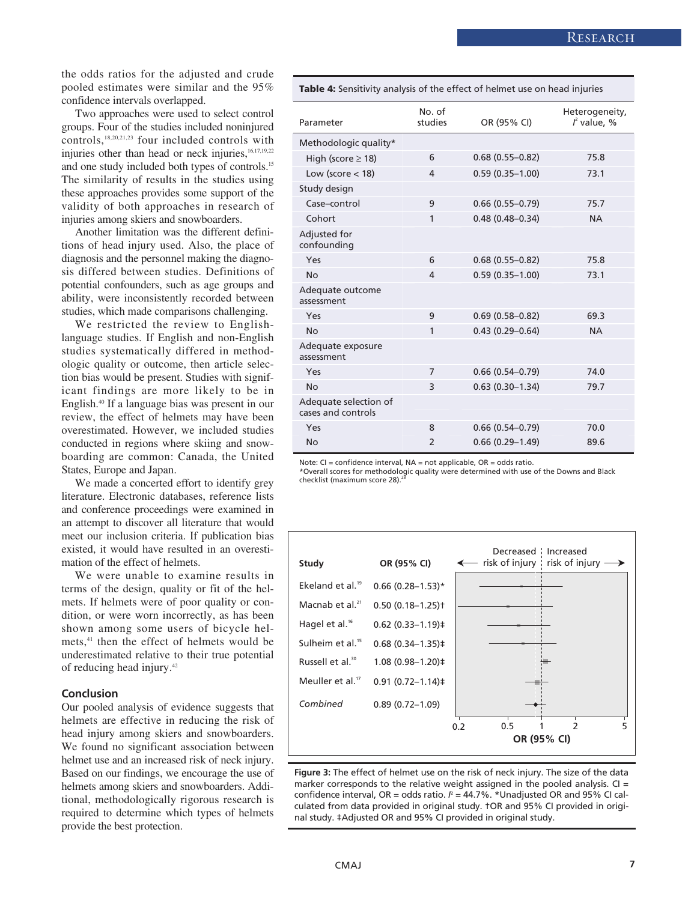the odds ratios for the adjusted and crude pooled estimates were similar and the 95% confidence intervals overlapped.

Two approaches were used to select control groups. Four of the studies included noninjured controls,[18,20,21,23] four included controls with injuries other than head or neck injuries,[16,17,19,22] and one study included both types of controls.[15] The similarity of results in the studies using these approaches provides some support of the validity of both approaches in research of injuries among skiers and snowboarders.

Another limitation was the different definitions of head injury used. Also, the place of diagnosis and the personnel making the diagnosis differed between studies. Definitions of potential confounders, such as age groups and ability, were inconsistently recorded between studies, which made comparisons challenging.

We restricted the review to English-language studies. If English and non-English studies systematically differed in methodologic quality or outcome, then article selection bias would be present. Studies with significant findings are more likely to be in English.[40] If a language bias was present in our review, the effect of helmets may have been overestimated. However, we included studies conducted in regions where skiing and snowboarding are common: Canada, the United States, Europe and Japan.

We made a concerted effort to identify grey literature. Electronic databases, reference lists and conference proceedings were examined in an attempt to discover all literature that would meet our inclusion criteria. If publication bias existed, it would have resulted in an overestimation of the effect of helmets.

We were unable to examine results in terms of the design, quality or fit of the helmets. If helmets were of poor quality or condition, or were worn incorrectly, as has been shown among some users of bicycle helmets,[41] then the effect of helmets would be underestimated relative to their true potential of reducing head injury.[42]

## Conclusion

Our pooled analysis of evidence suggests that helmets are effective in reducing the risk of head injury among skiers and snowboarders. We found no significant association between helmet use and an increased risk of neck injury. Based on our findings, we encourage the use of helmets among skiers and snowboarders. Additional, methodologically rigorous research is required to determine which types of helmets provide the best protection.

**Table 4:** Sensitivity analysis of the effect of helmet use on head injuries

| Parameter | No. of studies | OR (95% CI) | Heterogeneity, $I^2$ value, % |
|---|---|---|---|
| Methodologic quality* | | | |
| High (score ≥ 18) | 6 | 0.68 (0.55–0.82) | 75.8 |
| Low (score < 18) | 4 | 0.59 (0.35–1.00) | 73.1 |
| Study design | | | |
| Case–control | 9 | 0.66 (0.55–0.79) | 75.7 |
| Cohort | 1 | 0.48 (0.48–0.34) | NA |
| Adjusted for confounding | | | |
| Yes | 6 | 0.68 (0.55–0.82) | 75.8 |
| No | 4 | 0.59 (0.35–1.00) | 73.1 |
| Adequate outcome assessment | | | |
| Yes | 9 | 0.69 (0.58–0.82) | 69.3 |
| No | 1 | 0.43 (0.29–0.64) | NA |
| Adequate exposure assessment | | | |
| Yes | 7 | 0.66 (0.54–0.79) | 74.0 |
| No | 3 | 0.63 (0.30–1.34) | 79.7 |
| Adequate selection of cases and controls | | | |
| Yes | 8 | 0.66 (0.54–0.79) | 70.0 |
| No | 2 | 0.66 (0.29–1.49) | 89.6 |

Note: CI = confidence interval, NA = not applicable, OR = odds ratio.
*Overall scores for methodologic quality were determined with use of the Downs and Black checklist (maximum score 28).[28]

Study | OR (95% CI)
Decreased risk of injury | Increased risk of injury
Ekeland et al.[19] 0.66 (0.28–1.53)*
Macnab et al.[21] 0.50 (0.18–1.25)†
Hagel et al.[16] 0.62 (0.33–1.19)‡
Sulheim et al.[15] 0.68 (0.34–1.35)‡
Russell et al.[30] 1.08 (0.98–1.20)‡
Meuller et al.[17] 0.91 (0.72–1.14)‡
*Combined* 0.89 (0.72–1.09)
0.2 0.5 1 2 5
OR (95% CI)

**Figure 3:** The effect of helmet use on the risk of neck injury. The size of the data marker corresponds to the relative weight assigned in the pooled analysis. CI = confidence interval, OR = odds ratio. $I^2$ = 44.7%. *Unadjusted OR and 95% CI calculated from data provided in original study. †OR and 95% CI provided in original study. ‡Adjusted OR and 95% CI provided in original study.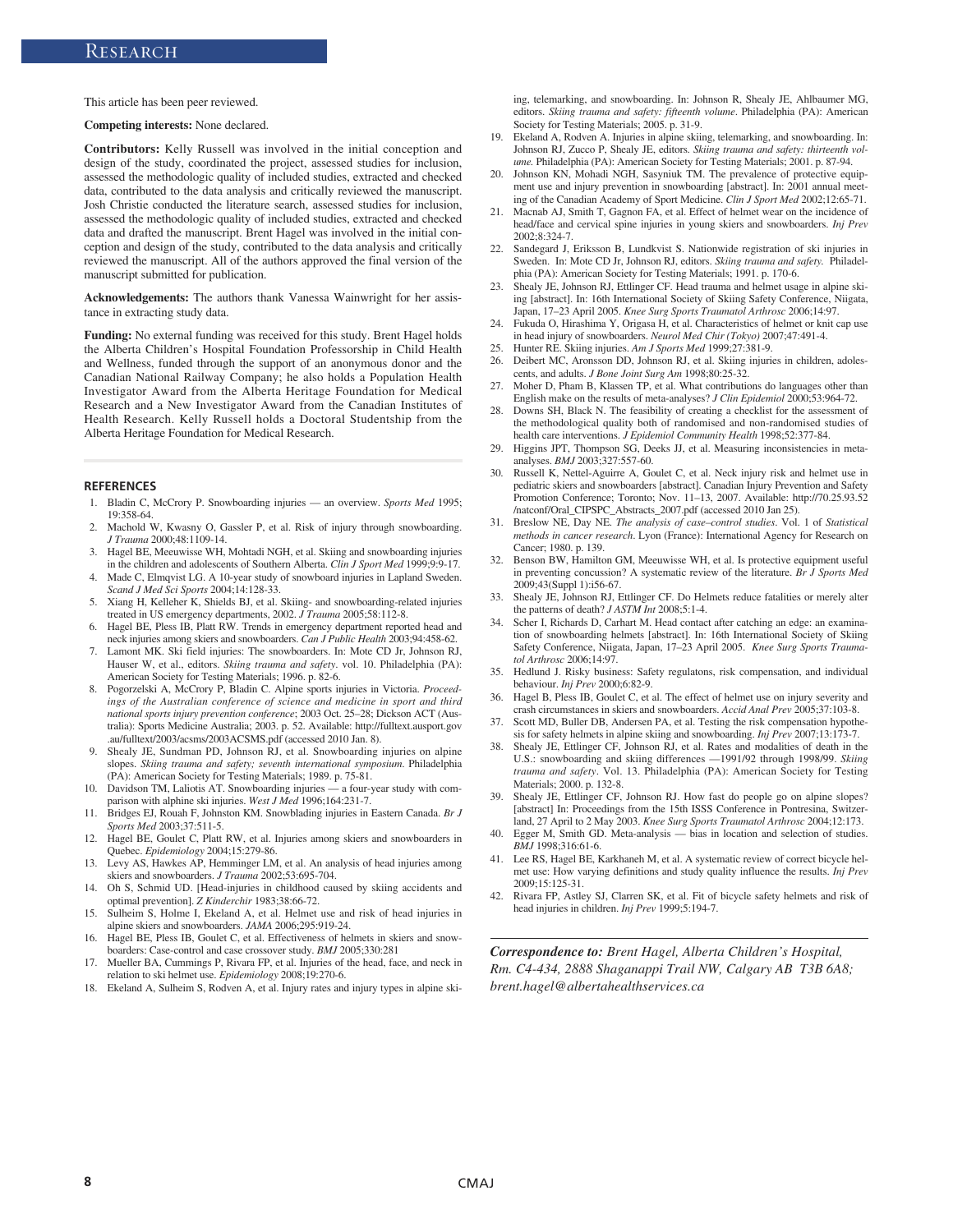This article has been peer reviewed.

**Competing interests:** None declared.

**Contributors:** Kelly Russell was involved in the initial conception and design of the study, coordinated the project, assessed studies for inclusion, assessed the methodologic quality of included studies, extracted and checked data, contributed to the data analysis and critically reviewed the manuscript. Josh Christie conducted the literature search, assessed studies for inclusion, assessed the methodologic quality of included studies, extracted and checked data and drafted the manuscript. Brent Hagel was involved in the initial conception and design of the study, contributed to the data analysis and critically reviewed the manuscript. All of the authors approved the final version of the manuscript submitted for publication.

**Acknowledgements:** The authors thank Vanessa Wainwright for her assistance in extracting study data.

**Funding:** No external funding was received for this study. Brent Hagel holds the Alberta Children's Hospital Foundation Professorship in Child Health and Wellness, funded through the support of an anonymous donor and the Canadian National Railway Company; he also holds a Population Health Investigator Award from the Alberta Heritage Foundation for Medical Research and a New Investigator Award from the Canadian Institutes of Health Research. Kelly Russell holds a Doctoral Studentship from the Alberta Heritage Foundation for Medical Research.

## REFERENCES

1. Bladin C, McCrory P. Snowboarding injuries — an overview. *Sports Med* 1995; 19:358-64.
2. Machold W, Kwasny O, Gassler P, et al. Risk of injury through snowboarding. *J Trauma* 2000;48:1109-14.
3. Hagel BE, Meeuwisse WH, Mohtadi NGH, et al. Skiing and snowboarding injuries in the children and adolescents of Southern Alberta. *Clin J Sport Med* 1999;9:9-17.
4. Made C, Elmqvist LG. A 10-year study of snowboard injuries in Lapland Sweden. *Scand J Med Sci Sports* 2004;14:128-33.
5. Xiang H, Kelleher K, Shields BJ, et al. Skiing- and snowboarding-related injuries treated in US emergency departments, 2002. *J Trauma* 2005;58:112-8.
6. Hagel BE, Pless IB, Platt RW. Trends in emergency department reported head and neck injuries among skiers and snowboarders. *Can J Public Health* 2003;94:458-62.
7. Lamont MK. Ski field injuries: The snowboarders. In: Mote CD Jr, Johnson RJ, Hauser W, et al., editors. *Skiing trauma and safety*. vol. 10. Philadelphia (PA): American Society for Testing Materials; 1996. p. 82-6.
8. Pogorzelski A, McCrory P, Bladin C. Alpine sports injuries in Victoria. *Proceedings of the Australian conference of science and medicine in sport and third national sports injury prevention conference*; 2003 Oct. 25–28; Dickson ACT (Australia): Sports Medicine Australia; 2003. p. 52. Available: http://fulltext.ausport.gov.au/fulltext/2003/acsms/2003ACSMS.pdf (accessed 2010 Jan. 8).
9. Shealy JE, Sundman PD, Johnson RJ, et al. Snowboarding injuries on alpine slopes. *Skiing trauma and safety; seventh international symposium*. Philadelphia (PA): American Society for Testing Materials; 1989. p. 75-81.
10. Davidson TM, Laliotis AT. Snowboarding injuries — a four-year study with comparison with alphine ski injuries. *West J Med* 1996;164:231-7.
11. Bridges EJ, Rouah F, Johnston KM. Snowblading injuries in Eastern Canada. *Br J Sports Med* 2003;37:511-5.
12. Hagel BE, Goulet C, Platt RW, et al. Injuries among skiers and snowboarders in Quebec. *Epidemiology* 2004;15:279-86.
13. Levy AS, Hawkes AP, Hemminger LM, et al. An analysis of head injuries among skiers and snowboarders. *J Trauma* 2002;53:695-704.
14. Oh S, Schmid UD. [Head-injuries in childhood caused by skiing accidents and optimal prevention]. *Z Kinderchir* 1983;38:66-72.
15. Sulheim S, Holme I, Ekeland A, et al. Helmet use and risk of head injuries in alpine skiers and snowboarders. *JAMA* 2006;295:919-24.
16. Hagel BE, Pless IB, Goulet C, et al. Effectiveness of helmets in skiers and snowboarders: Case-control and case crossover study. *BMJ* 2005;330:281
17. Mueller BA, Cummings P, Rivara FP, et al. Injuries of the head, face, and neck in relation to ski helmet use. *Epidemiology* 2008;19:270-6.
18. Ekeland A, Sulheim S, Rodven A, et al. Injury rates and injury types in alpine skiing, telemarking, and snowboarding. In: Johnson R, Shealy JE, Ahlbaumer MG, editors. *Skiing trauma and safety: fifteenth volume*. Philadelphia (PA): American Society for Testing Materials; 2005. p. 31-9.
19. Ekeland A, Rodven A. Injuries in alpine skiing, telemarking, and snowboarding. In: Johnson RJ, Zucco P, Shealy JE, editors. *Skiing trauma and safety: thirteenth volume*. Philadelphia (PA): American Society for Testing Materials; 2001. p. 87-94.
20. Johnson KN, Mohadi NGH, Sasyniuk TM. The prevalence of protective equipment use and injury prevention in snowboarding [abstract]. In: 2001 annual meeting of the Canadian Academy of Sport Medicine. *Clin J Sport Med* 2002;12:65-71.
21. Macnab AJ, Smith T, Gagnon FA, et al. Effect of helmet wear on the incidence of head/face and cervical spine injuries in young skiers and snowboarders. *Inj Prev* 2002;8:324-7.
22. Sandegard J, Eriksson B, Lundkvist S. Nationwide registration of ski injuries in Sweden. In: Mote CD Jr, Johnson RJ, editors. *Skiing trauma and safety*. Philadelphia (PA): American Society for Testing Materials; 1991. p. 170-6.
23. Shealy JE, Johnson RJ, Ettlinger CF. Head trauma and helmet usage in alpine skiing [abstract]. In: 16th International Society of Skiing Safety Conference, Niigata, Japan, 17–23 April 2005. *Knee Surg Sports Traumatol Arthrosc* 2006;14:97.
24. Fukuda O, Hirashima Y, Origasa H, et al. Characteristics of helmet or knit cap use in head injury of snowboarders. *Neurol Med Chir (Tokyo)* 2007;47:491-4.
25. Hunter RE. Skiing injuries. *Am J Sports Med* 1999;27:381-9.
26. Deibert MC, Aronsson DD, Johnson RJ, et al. Skiing injuries in children, adolescents, and adults. *J Bone Joint Surg Am* 1998;80:25-32.
27. Moher D, Pham B, Klassen TP, et al. What contributions do languages other than English make on the results of meta-analyses? *J Clin Epidemiol* 2000;53:964-72.
28. Downs SH, Black N. The feasibility of creating a checklist for the assessment of the methodological quality both of randomised and non-randomised studies of health care interventions. *J Epidemiol Community Health* 1998;52:377-84.
29. Higgins JPT, Thompson SG, Deeks JJ, et al. Measuring inconsistencies in meta-analyses. *BMJ* 2003;327:557-60.
30. Russell K, Nettel-Aguirre A, Goulet C, et al. Neck injury risk and helmet use in pediatric skiers and snowboarders [abstract]. Canadian Injury Prevention and Safety Promotion Conference; Toronto; Nov. 11–13, 2007. Available: http://70.25.93.52/natconf/Oral_CIPSPC_Abstracts_2007.pdf (accessed 2010 Jan 25).
31. Breslow NE, Day NE. *The analysis of case–control studies*. Vol. 1 of *Statistical methods in cancer research*. Lyon (France): International Agency for Research on Cancer; 1980. p. 139.
32. Benson BW, Hamilton GM, Meeuwisse WH, et al. Is protective equipment useful in preventing concussion? A systematic review of the literature. *Br J Sports Med* 2009;43(Suppl 1):i56-67.
33. Shealy JE, Johnson RJ, Ettlinger CF. Do Helmets reduce fatalities or merely alter the patterns of death? *J ASTM Int* 2008;5:1-4.
34. Scher I, Richards D, Carhart M. Head contact after catching an edge: an examination of snowboarding helmets [abstract]. In: 16th International Society of Skiing Safety Conference, Niigata, Japan, 17–23 April 2005. *Knee Surg Sports Traumatol Arthrosc* 2006;14:97.
35. Hedlund J. Risky business: Safety regulatons, risk compensation, and individual behaviour. *Inj Prev* 2000;6:82-9.
36. Hagel B, Pless IB, Goulet C, et al. The effect of helmet use on injury severity and crash circumstances in skiers and snowboarders. *Accid Anal Prev* 2005;37:103-8.
37. Scott MD, Buller DB, Andersen PA, et al. Testing the risk compensation hypothesis for safety helmets in alpine skiing and snowboarding. *Inj Prev* 2007;13:173-7.
38. Shealy JE, Ettlinger CF, Johnson RJ, et al. Rates and modalities of death in the U.S.: snowboarding and skiing differences —1991/92 through 1998/99. *Skiing trauma and safety*. Vol. 13. Philadelphia (PA): American Society for Testing Materials; 2000. p. 132-8.
39. Shealy JE, Ettlinger CF, Johnson RJ. How fast do people go on alpine slopes? [abstract] In: Proceedings from the 15th ISSS Conference in Pontresina, Switzerland, 27 April to 2 May 2003. *Knee Surg Sports Traumatol Arthrosc* 2004;12:173.
40. Egger M, Smith GD. Meta-analysis — bias in location and selection of studies. *BMJ* 1998;316:61-6.
41. Lee RS, Hagel BE, Karkhaneh M, et al. A systematic review of correct bicycle helmet use: How varying definitions and study quality influence the results. *Inj Prev* 2009;15:125-31.
42. Rivara FP, Astley SJ, Clarren SK, et al. Fit of bicycle safety helmets and risk of head injuries in children. *Inj Prev* 1999;5:194-7.

***Correspondence to:*** *Brent Hagel, Alberta Children's Hospital, Rm. C4-434, 2888 Shaganappi Trail NW, Calgary AB T3B 6A8; brent.hagel@albertahealthservices.ca*